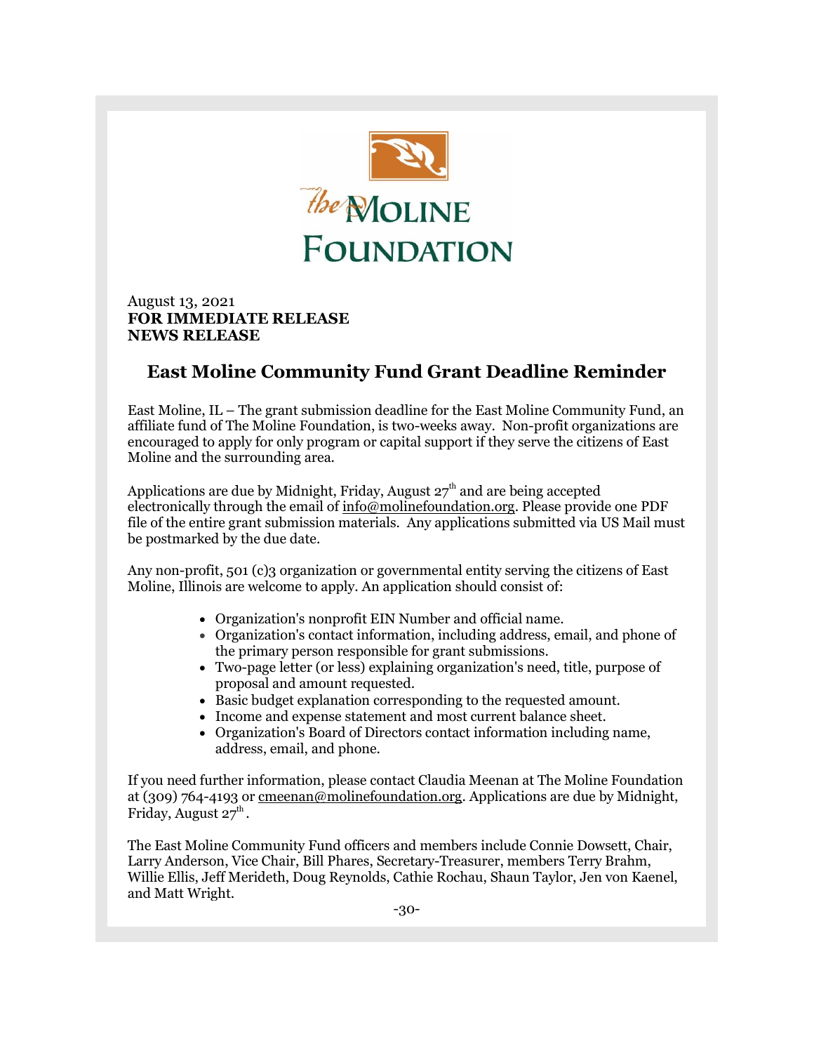the MOLINE FOUNDATION

August 13, 2021
**FOR IMMEDIATE RELEASE**
**NEWS RELEASE**

## East Moline Community Fund Grant Deadline Reminder

East Moline, IL – The grant submission deadline for the East Moline Community Fund, an affiliate fund of The Moline Foundation, is two-weeks away. Non-profit organizations are encouraged to apply for only program or capital support if they serve the citizens of East Moline and the surrounding area.

Applications are due by Midnight, Friday, August 27th and are being accepted electronically through the email of info@molinefoundation.org. Please provide one PDF file of the entire grant submission materials. Any applications submitted via US Mail must be postmarked by the due date.

Any non-profit, 501 (c)3 organization or governmental entity serving the citizens of East Moline, Illinois are welcome to apply. An application should consist of:

- Organization's nonprofit EIN Number and official name.
- Organization's contact information, including address, email, and phone of the primary person responsible for grant submissions.
- Two-page letter (or less) explaining organization's need, title, purpose of proposal and amount requested.
- Basic budget explanation corresponding to the requested amount.
- Income and expense statement and most current balance sheet.
- Organization's Board of Directors contact information including name, address, email, and phone.

If you need further information, please contact Claudia Meenan at The Moline Foundation at (309) 764-4193 or cmeenan@molinefoundation.org. Applications are due by Midnight, Friday, August 27th.

The East Moline Community Fund officers and members include Connie Dowsett, Chair, Larry Anderson, Vice Chair, Bill Phares, Secretary-Treasurer, members Terry Brahm, Willie Ellis, Jeff Merideth, Doug Reynolds, Cathie Rochau, Shaun Taylor, Jen von Kaenel, and Matt Wright.

-30-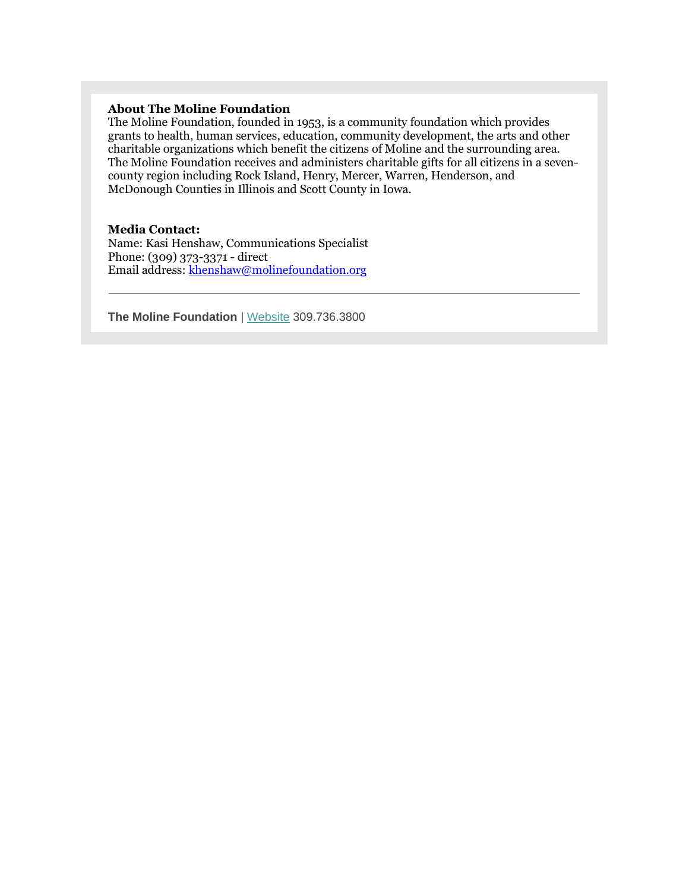**About The Moline Foundation**
The Moline Foundation, founded in 1953, is a community foundation which provides grants to health, human services, education, community development, the arts and other charitable organizations which benefit the citizens of Moline and the surrounding area. The Moline Foundation receives and administers charitable gifts for all citizens in a seven-county region including Rock Island, Henry, Mercer, Warren, Henderson, and McDonough Counties in Illinois and Scott County in Iowa.

**Media Contact:**
Name: Kasi Henshaw, Communications Specialist
Phone: (309) 373-3371 - direct
Email address: khenshaw@molinefoundation.org

---

**The Moline Foundation** | Website 309.736.3800